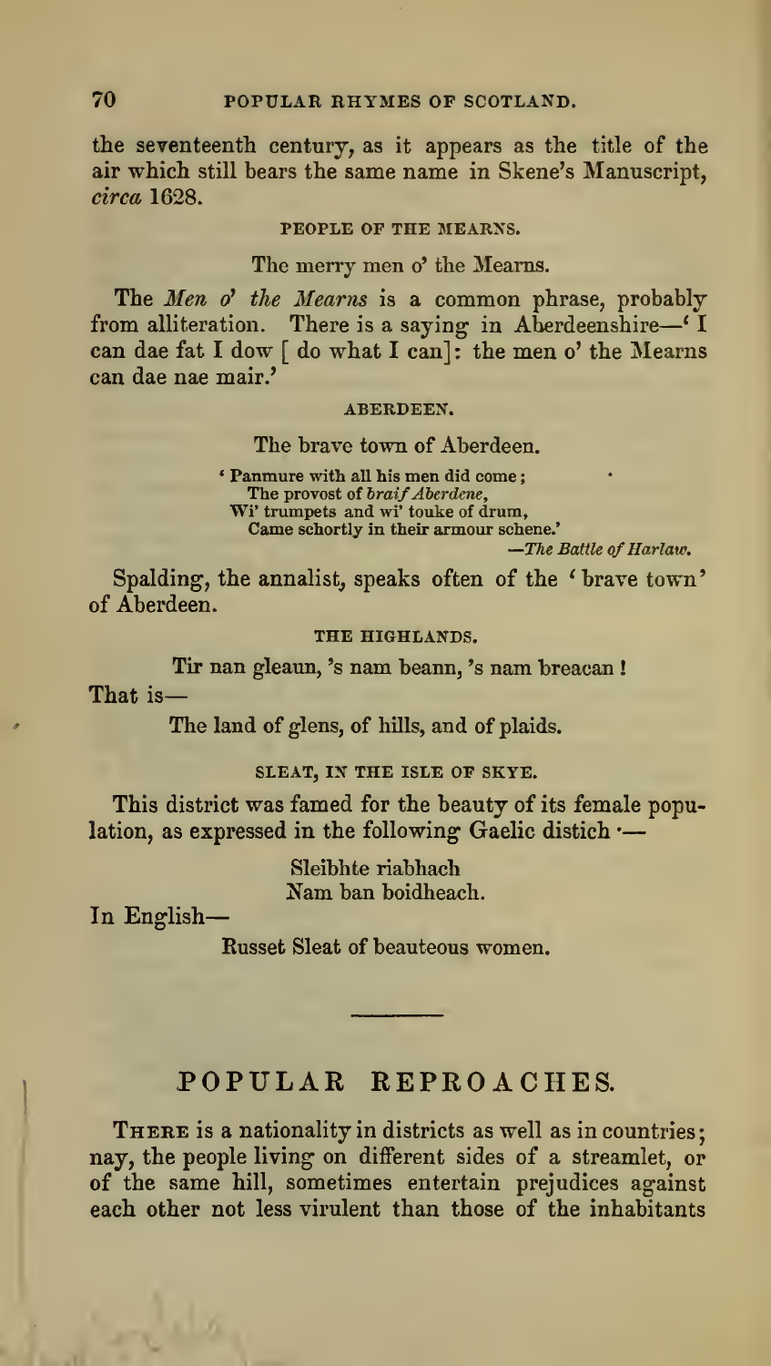the seventeenth century, as it appears as the title of the air which still bears the same name in Skene's Manuscript, *circa* 1628.

### PEOPLE OF THE MEARNS.

The merry men o' the Mearns.

The *Men o' the Mearns* is a common phrase, probably from alliteration. There is a saying in Aberdeenshire—'I can dae fat I dow [ do what I can]: the men o' the Mearns can dae nae mair.'

### ABERDEEN.

The brave town of Aberdeen.

> 'Panmure with all his men did come;
> The provost of *braif Aberdene*,
> Wi' trumpets and wi' touke of drum,
> Came schortly in their armour schene.'
>
> —*The Battle of Harlaw.*

Spalding, the annalist, speaks often of the 'brave town' of Aberdeen.

### THE HIGHLANDS.

Tir nan gleaun, 's nam beann, 's nam breacan!

That is—

The land of glens, of hills, and of plaids.

### SLEAT, IN THE ISLE OF SKYE.

This district was famed for the beauty of its female population, as expressed in the following Gaelic distich:—

> Sleibhte riabhach
> Nam ban boidheach.

In English—

Russet Sleat of beauteous women.

---

## POPULAR REPROACHES.

There is a nationality in districts as well as in countries; nay, the people living on different sides of a streamlet, or of the same hill, sometimes entertain prejudices against each other not less virulent than those of the inhabitants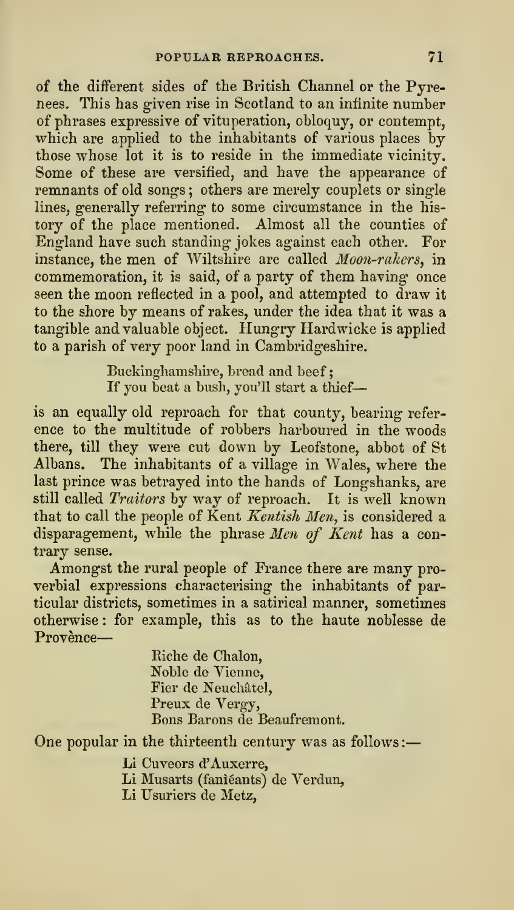of the different sides of the British Channel or the Pyrenees. This has given rise in Scotland to an infinite number of phrases expressive of vituperation, obloquy, or contempt, which are applied to the inhabitants of various places by those whose lot it is to reside in the immediate vicinity. Some of these are versified, and have the appearance of remnants of old songs; others are merely couplets or single lines, generally referring to some circumstance in the history of the place mentioned. Almost all the counties of England have such standing jokes against each other. For instance, the men of Wiltshire are called *Moon-rakers*, in commemoration, it is said, of a party of them having once seen the moon reflected in a pool, and attempted to draw it to the shore by means of rakes, under the idea that it was a tangible and valuable object. Hungry Hardwicke is applied to a parish of very poor land in Cambridgeshire.

> Buckinghamshire, bread and beef;
> If you beat a bush, you'll start a thief—

is an equally old reproach for that county, bearing reference to the multitude of robbers harboured in the woods there, till they were cut down by Leofstone, abbot of St Albans. The inhabitants of a village in Wales, where the last prince was betrayed into the hands of Longshanks, are still called *Traitors* by way of reproach. It is well known that to call the people of Kent *Kentish Men*, is considered a disparagement, while the phrase *Men of Kent* has a contrary sense.

Amongst the rural people of France there are many proverbial expressions characterising the inhabitants of particular districts, sometimes in a satirical manner, sometimes otherwise: for example, this as to the haute noblesse de Provènce—

> Riche de Chalon,
> Noble de Vienne,
> Fier de Neuchâtel,
> Preux de Vergy,
> Bons Barons de Beaufremont.

One popular in the thirteenth century was as follows:—

> Li Cuveors d'Auxerre,
> Li Musarts (faniéants) de Verdun,
> Li Usuriers de Metz,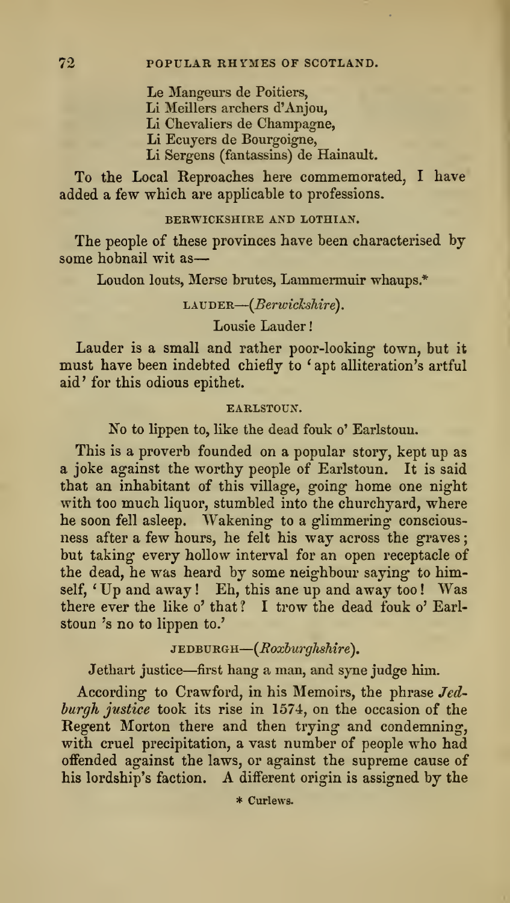Le Mangeurs de Poitiers,  
Li Meillers archers d'Anjou,  
Li Chevaliers de Champagne,  
Li Ecuyers de Bourgoigne,  
Li Sergens (fantassins) de Hainault.

To the Local Reproaches here commemorated, I have added a few which are applicable to professions.

### BERWICKSHIRE AND LOTHIAN.

The people of these provinces have been characterised by some hobnail wit as—

Loudon louts, Merse brutes, Lammermuir whaups.*

### LAUDER—(*Berwickshire*).

Lousie Lauder!

Lauder is a small and rather poor-looking town, but it must have been indebted chiefly to 'apt alliteration's artful aid' for this odious epithet.

### EARLSTOUN.

No to lippen to, like the dead fouk o' Earlstoun.

This is a proverb founded on a popular story, kept up as a joke against the worthy people of Earlstoun. It is said that an inhabitant of this village, going home one night with too much liquor, stumbled into the churchyard, where he soon fell asleep. Wakening to a glimmering consciousness after a few hours, he felt his way across the graves; but taking every hollow interval for an open receptacle of the dead, he was heard by some neighbour saying to himself, 'Up and away! Eh, this ane up and away too! Was there ever the like o' that? I trow the dead fouk o' Earlstoun 's no to lippen to.'

### JEDBURGH—(*Roxburghshire*).

Jethart justice—first hang a man, and syne judge him.

According to Crawford, in his Memoirs, the phrase *Jedburgh justice* took its rise in 1574, on the occasion of the Regent Morton there and then trying and condemning, with cruel precipitation, a vast number of people who had offended against the laws, or against the supreme cause of his lordship's faction. A different origin is assigned by the

\* Curlews.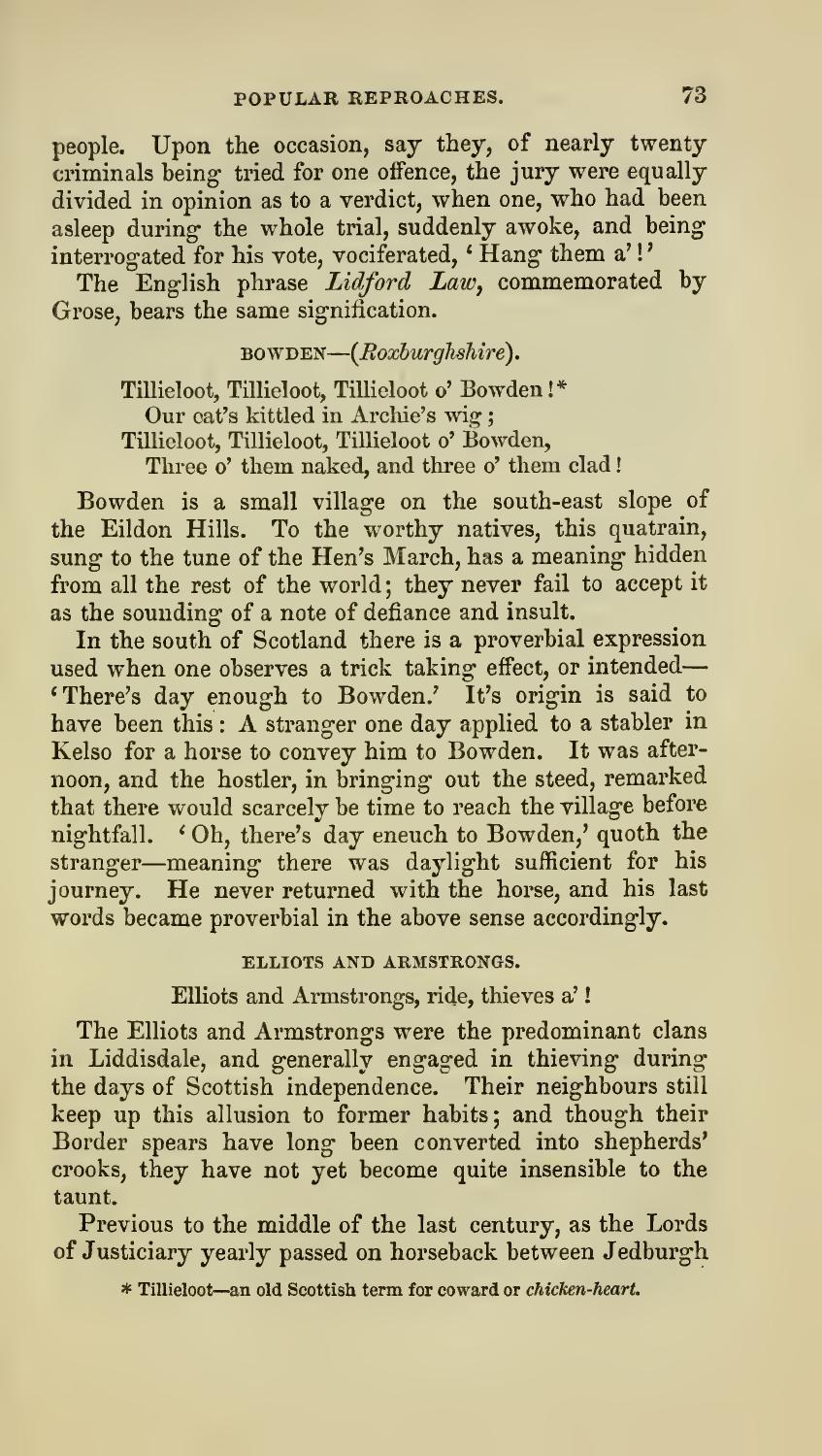people. Upon the occasion, say they, of nearly twenty criminals being tried for one offence, the jury were equally divided in opinion as to a verdict, when one, who had been asleep during the whole trial, suddenly awoke, and being interrogated for his vote, vociferated, 'Hang them a'!'

The English phrase *Lidford Law*, commemorated by Grose, bears the same signification.

### BOWDEN—(*Roxburghshire*).

> Tillieloot, Tillieloot, Tillieloot o' Bowden!*
> Our cat's kittled in Archie's wig;
> Tillieloot, Tillieloot, Tillieloot o' Bowden,
> Three o' them naked, and three o' them clad!

Bowden is a small village on the south-east slope of the Eildon Hills. To the worthy natives, this quatrain, sung to the tune of the Hen's March, has a meaning hidden from all the rest of the world; they never fail to accept it as the sounding of a note of defiance and insult.

In the south of Scotland there is a proverbial expression used when one observes a trick taking effect, or intended—'There's day enough to Bowden.' It's origin is said to have been this: A stranger one day applied to a stabler in Kelso for a horse to convey him to Bowden. It was afternoon, and the hostler, in bringing out the steed, remarked that there would scarcely be time to reach the village before nightfall. 'Oh, there's day eneuch to Bowden,' quoth the stranger—meaning there was daylight sufficient for his journey. He never returned with the horse, and his last words became proverbial in the above sense accordingly.

### ELLIOTS AND ARMSTRONGS.

> Elliots and Armstrongs, ride, thieves a'!

The Elliots and Armstrongs were the predominant clans in Liddisdale, and generally engaged in thieving during the days of Scottish independence. Their neighbours still keep up this allusion to former habits; and though their Border spears have long been converted into shepherds' crooks, they have not yet become quite insensible to the taunt.

Previous to the middle of the last century, as the Lords of Justiciary yearly passed on horseback between Jedburgh

* Tillieloot—an old Scottish term for coward or *chicken-heart.*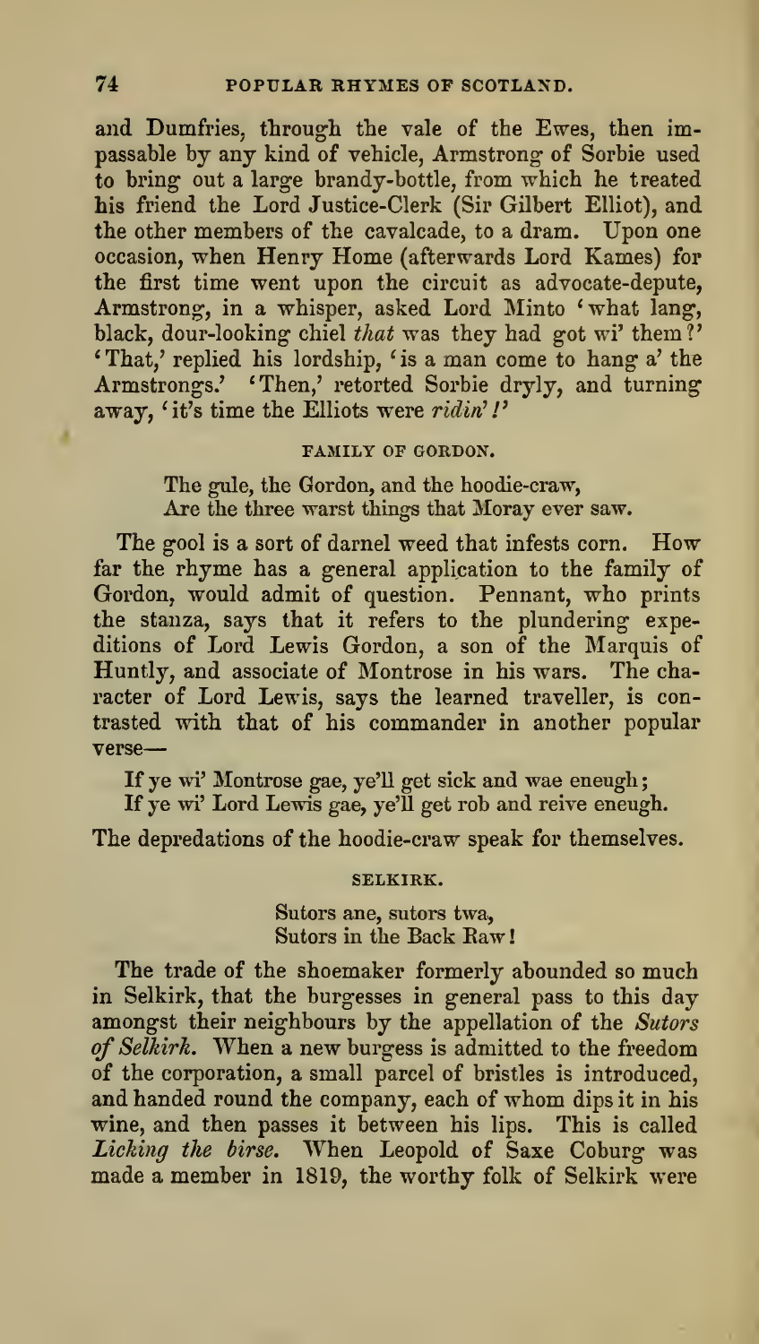and Dumfries, through the vale of the Ewes, then impassable by any kind of vehicle, Armstrong of Sorbie used to bring out a large brandy-bottle, from which he treated his friend the Lord Justice-Clerk (Sir Gilbert Elliot), and the other members of the cavalcade, to a dram. Upon one occasion, when Henry Home (afterwards Lord Kames) for the first time went upon the circuit as advocate-depute, Armstrong, in a whisper, asked Lord Minto 'what lang, black, dour-looking chiel *that* was they had got wi' them?' 'That,' replied his lordship, 'is a man come to hang a' the Armstrongs.' 'Then,' retorted Sorbie dryly, and turning away, 'it's time the Elliots were *ridin'!*'

### FAMILY OF GORDON.

> The gule, the Gordon, and the hoodie-craw,
> Are the three warst things that Moray ever saw.

The gool is a sort of darnel weed that infests corn. How far the rhyme has a general application to the family of Gordon, would admit of question. Pennant, who prints the stanza, says that it refers to the plundering expeditions of Lord Lewis Gordon, a son of the Marquis of Huntly, and associate of Montrose in his wars. The character of Lord Lewis, says the learned traveller, is contrasted with that of his commander in another popular verse—

> If ye wi' Montrose gae, ye'll get sick and wae eneugh;
> If ye wi' Lord Lewis gae, ye'll get rob and reive eneugh.

The depredations of the hoodie-craw speak for themselves.

### SELKIRK.

> Sutors ane, sutors twa,
> Sutors in the Back Raw!

The trade of the shoemaker formerly abounded so much in Selkirk, that the burgesses in general pass to this day amongst their neighbours by the appellation of the *Sutors of Selkirk.* When a new burgess is admitted to the freedom of the corporation, a small parcel of bristles is introduced, and handed round the company, each of whom dips it in his wine, and then passes it between his lips. This is called *Licking the birse.* When Leopold of Saxe Coburg was made a member in 1819, the worthy folk of Selkirk were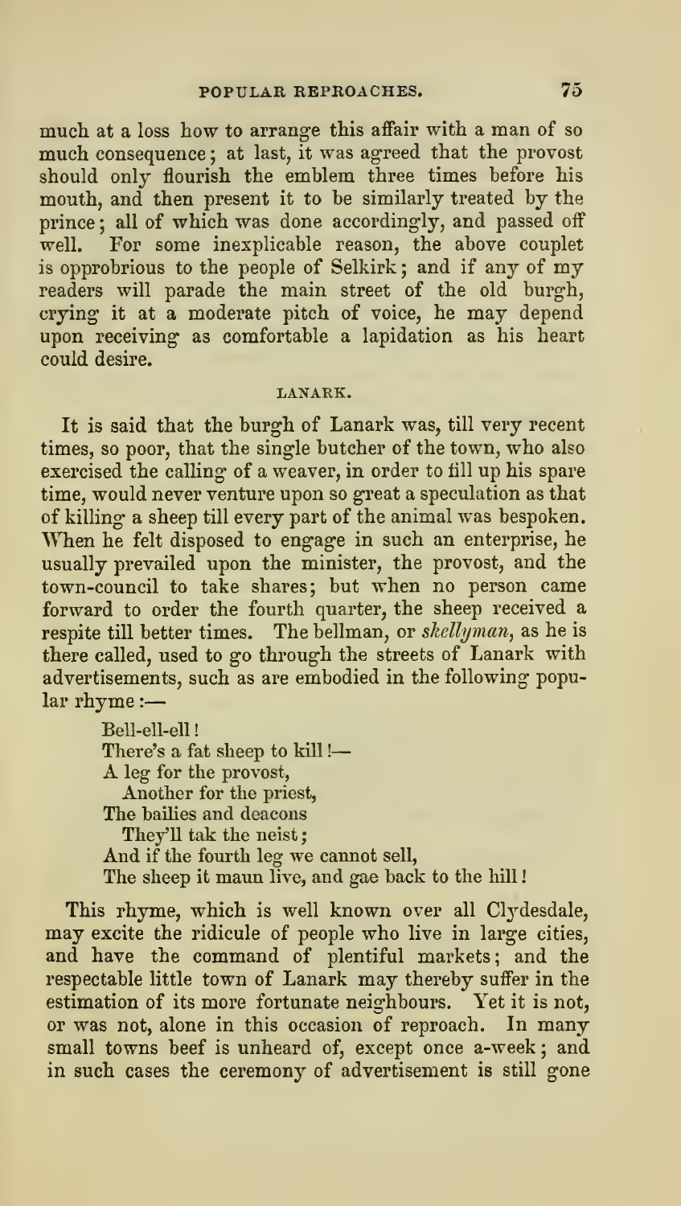much at a loss how to arrange this affair with a man of so much consequence; at last, it was agreed that the provost should only flourish the emblem three times before his mouth, and then present it to be similarly treated by the prince; all of which was done accordingly, and passed off well. For some inexplicable reason, the above couplet is opprobrious to the people of Selkirk; and if any of my readers will parade the main street of the old burgh, crying it at a moderate pitch of voice, he may depend upon receiving as comfortable a lapidation as his heart could desire.

### LANARK.

It is said that the burgh of Lanark was, till very recent times, so poor, that the single butcher of the town, who also exercised the calling of a weaver, in order to fill up his spare time, would never venture upon so great a speculation as that of killing a sheep till every part of the animal was bespoken. When he felt disposed to engage in such an enterprise, he usually prevailed upon the minister, the provost, and the town-council to take shares; but when no person came forward to order the fourth quarter, the sheep received a respite till better times. The bellman, or *skellyman*, as he is there called, used to go through the streets of Lanark with advertisements, such as are embodied in the following popular rhyme:—

> Bell-ell-ell!
> There's a fat sheep to kill!—
> A leg for the provost,
> Another for the priest,
> The bailies and deacons
> They'll tak the neist;
> And if the fourth leg we cannot sell,
> The sheep it maun live, and gae back to the hill!

This rhyme, which is well known over all Clydesdale, may excite the ridicule of people who live in large cities, and have the command of plentiful markets; and the respectable little town of Lanark may thereby suffer in the estimation of its more fortunate neighbours. Yet it is not, or was not, alone in this occasion of reproach. In many small towns beef is unheard of, except once a-week; and in such cases the ceremony of advertisement is still gone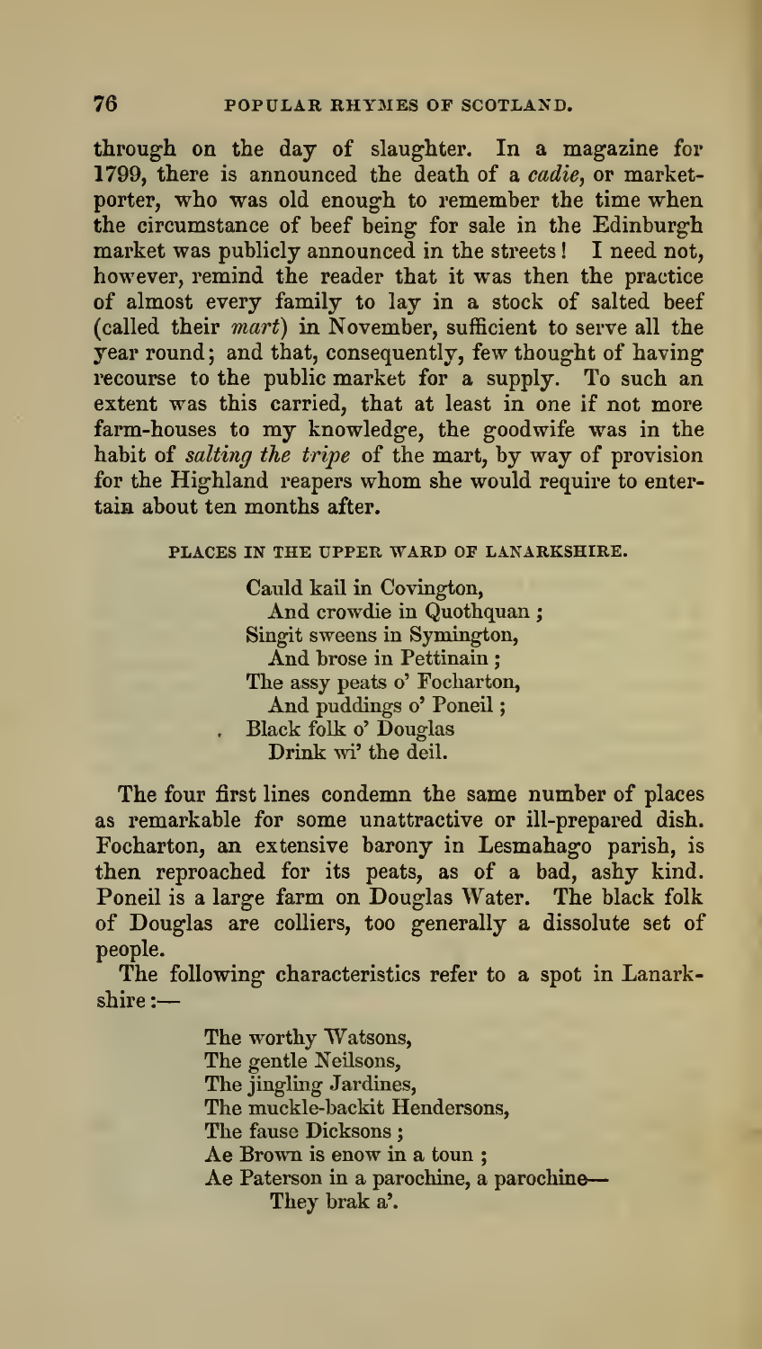through on the day of slaughter. In a magazine for 1799, there is announced the death of a *cadie*, or market-porter, who was old enough to remember the time when the circumstance of beef being for sale in the Edinburgh market was publicly announced in the streets! I need not, however, remind the reader that it was then the practice of almost every family to lay in a stock of salted beef (called their *mart*) in November, sufficient to serve all the year round; and that, consequently, few thought of having recourse to the public market for a supply. To such an extent was this carried, that at least in one if not more farm-houses to my knowledge, the goodwife was in the habit of *salting the tripe* of the mart, by way of provision for the Highland reapers whom she would require to entertain about ten months after.

### PLACES IN THE UPPER WARD OF LANARKSHIRE.

> Cauld kail in Covington,
> And crowdie in Quothquan;
> Singit sweens in Symington,
> And brose in Pettinain;
> The assy peats o' Focharton,
> And puddings o' Poneil;
> Black folk o' Douglas
> Drink wi' the deil.

The four first lines condemn the same number of places as remarkable for some unattractive or ill-prepared dish. Focharton, an extensive barony in Lesmahago parish, is then reproached for its peats, as of a bad, ashy kind. Poneil is a large farm on Douglas Water. The black folk of Douglas are colliers, too generally a dissolute set of people.

The following characteristics refer to a spot in Lanarkshire:—

> The worthy Watsons,
> The gentle Neilsons,
> The jingling Jardines,
> The muckle-backit Hendersons,
> The fause Dicksons;
> Ae Brown is enow in a toun;
> Ae Paterson in a parochine, a parochine—
> They brak a'.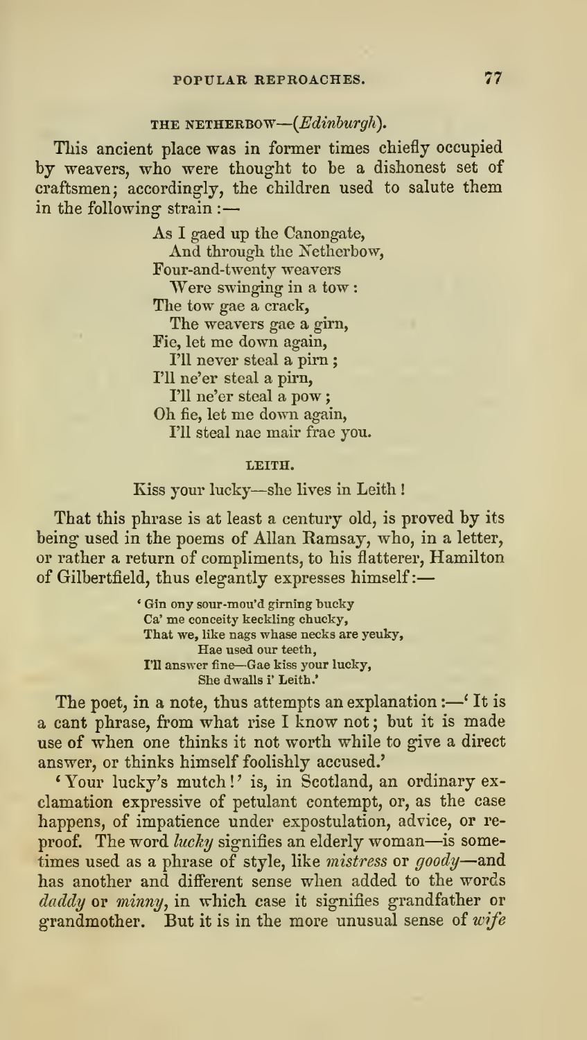### THE NETHERBOW—(*Edinburgh*).

This ancient place was in former times chiefly occupied by weavers, who were thought to be a dishonest set of craftsmen; accordingly, the children used to salute them in the following strain:—

> As I gaed up the Canongate,
> And through the Netherbow,
> Four-and-twenty weavers
> Were swinging in a tow:
> The tow gae a crack,
> The weavers gae a girn,
> Fie, let me down again,
> I'll never steal a pirn;
> I'll ne'er steal a pirn,
> I'll ne'er steal a pow;
> Oh fie, let me down again,
> I'll steal nae mair frae you.

### LEITH.

Kiss your lucky—she lives in Leith!

That this phrase is at least a century old, is proved by its being used in the poems of Allan Ramsay, who, in a letter, or rather a return of compliments, to his flatterer, Hamilton of Gilbertfield, thus elegantly expresses himself:—

> 'Gin ony sour-mou'd girning bucky
> Ca' me conceity keckling chucky,
> That we, like nags whase necks are yeuky,
> Hae used our teeth,
> I'll answer fine—Gae kiss your lucky,
> She dwalls i' Leith.'

The poet, in a note, thus attempts an explanation:—'It is a cant phrase, from what rise I know not; but it is made use of when one thinks it not worth while to give a direct answer, or thinks himself foolishly accused.'

'Your lucky's mutch!' is, in Scotland, an ordinary exclamation expressive of petulant contempt, or, as the case happens, of impatience under expostulation, advice, or reproof. The word *lucky* signifies an elderly woman—is sometimes used as a phrase of style, like *mistress* or *goody*—and has another and different sense when added to the words *daddy* or *minny*, in which case it signifies grandfather or grandmother. But it is in the more unusual sense of *wife*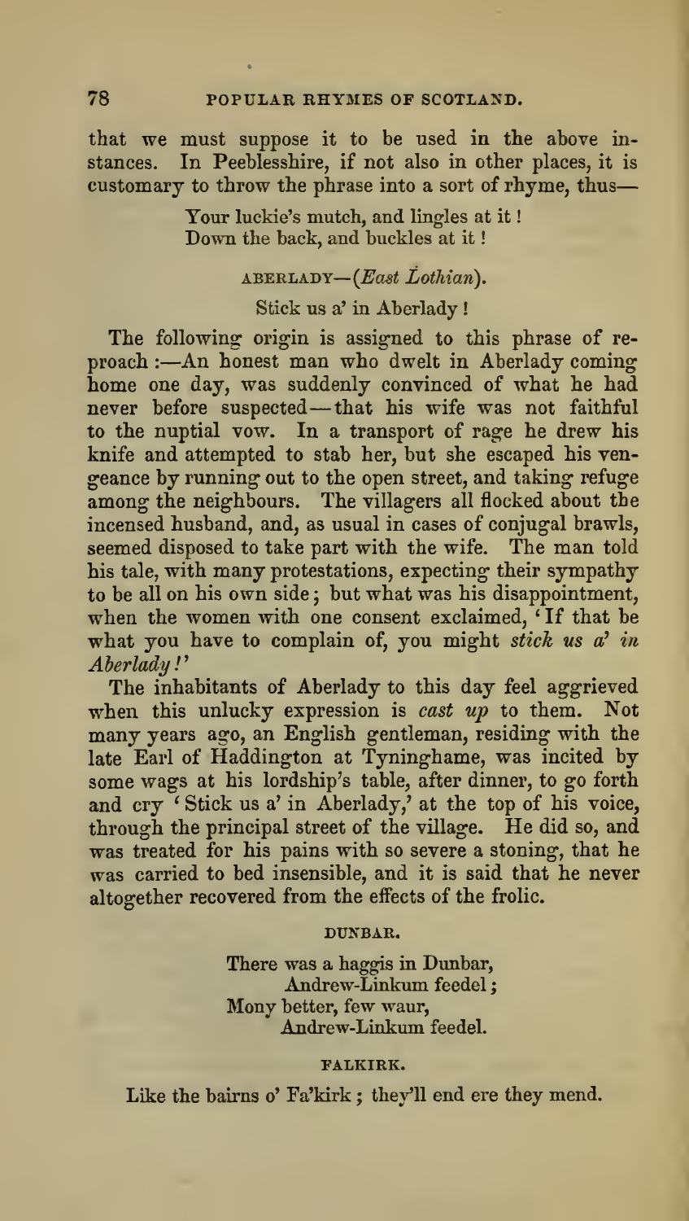that we must suppose it to be used in the above instances. In Peeblesshire, if not also in other places, it is customary to throw the phrase into a sort of rhyme, thus—

> Your luckie's mutch, and lingles at it!
> Down the back, and buckles at it!

### ABERLADY—(*East Lothian*).

Stick us a' in Aberlady!

The following origin is assigned to this phrase of reproach:—An honest man who dwelt in Aberlady coming home one day, was suddenly convinced of what he had never before suspected—that his wife was not faithful to the nuptial vow. In a transport of rage he drew his knife and attempted to stab her, but she escaped his vengeance by running out to the open street, and taking refuge among the neighbours. The villagers all flocked about the incensed husband, and, as usual in cases of conjugal brawls, seemed disposed to take part with the wife. The man told his tale, with many protestations, expecting their sympathy to be all on his own side; but what was his disappointment, when the women with one consent exclaimed, 'If that be what you have to complain of, you might *stick us a' in Aberlady!*'

The inhabitants of Aberlady to this day feel aggrieved when this unlucky expression is *cast up* to them. Not many years ago, an English gentleman, residing with the late Earl of Haddington at Tyninghame, was incited by some wags at his lordship's table, after dinner, to go forth and cry 'Stick us a' in Aberlady,' at the top of his voice, through the principal street of the village. He did so, and was treated for his pains with so severe a stoning, that he was carried to bed insensible, and it is said that he never altogether recovered from the effects of the frolic.

### DUNBAR.

> There was a haggis in Dunbar,
> Andrew-Linkum feedel;
> Mony better, few waur,
> Andrew-Linkum feedel.

### FALKIRK.

Like the bairns o' Fa'kirk; they'll end ere they mend.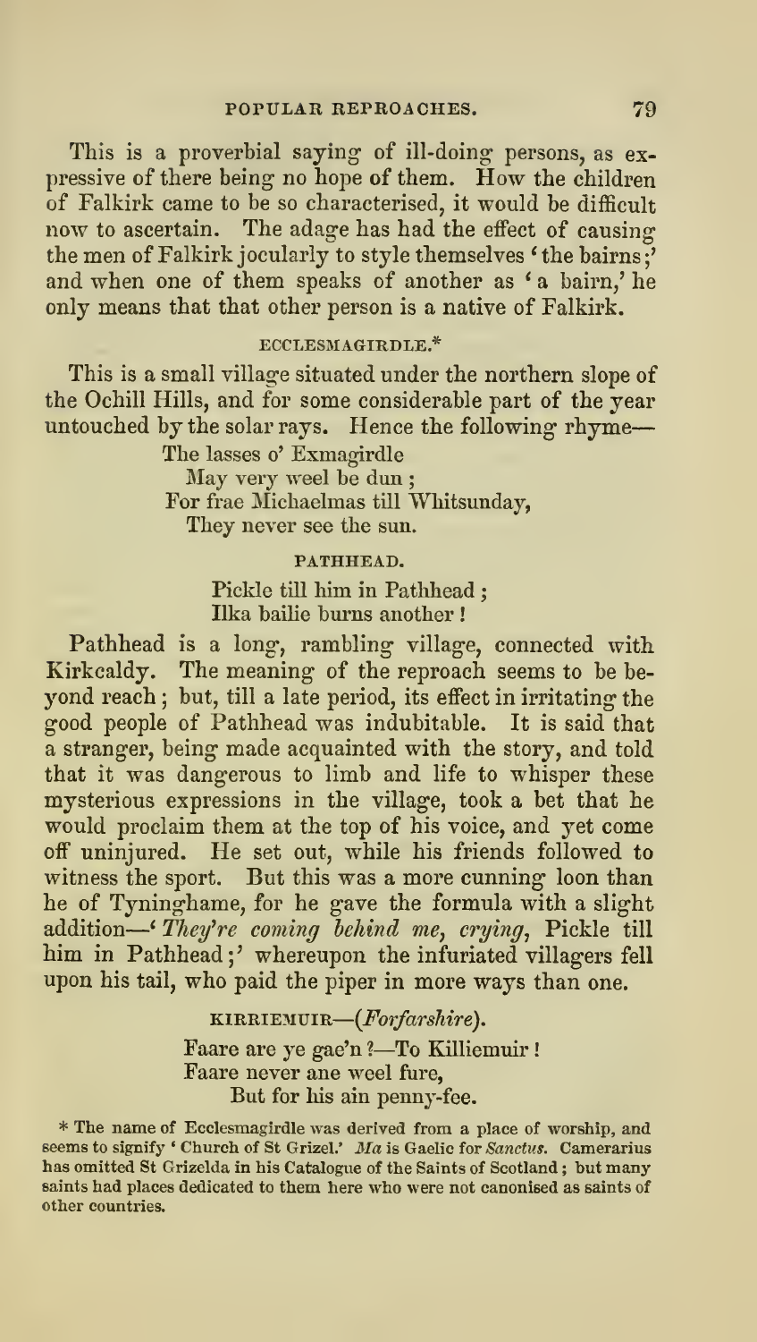This is a proverbial saying of ill-doing persons, as expressive of there being no hope of them. How the children of Falkirk came to be so characterised, it would be difficult now to ascertain. The adage has had the effect of causing the men of Falkirk jocularly to style themselves 'the bairns;' and when one of them speaks of another as 'a bairn,' he only means that that other person is a native of Falkirk.

### ECCLESMAGIRDLE.*

This is a small village situated under the northern slope of the Ochill Hills, and for some considerable part of the year untouched by the solar rays. Hence the following rhyme—

> The lasses o' Exmagirdle
> May very weel be dun;
> For frae Michaelmas till Whitsunday,
> They never see the sun.

### PATHHEAD.

> Pickle till him in Pathhead;
> Ilka bailie burns another!

Pathhead is a long, rambling village, connected with Kirkcaldy. The meaning of the reproach seems to be beyond reach; but, till a late period, its effect in irritating the good people of Pathhead was indubitable. It is said that a stranger, being made acquainted with the story, and told that it was dangerous to limb and life to whisper these mysterious expressions in the village, took a bet that he would proclaim them at the top of his voice, and yet come off uninjured. He set out, while his friends followed to witness the sport. But this was a more cunning loon than he of Tyninghame, for he gave the formula with a slight addition—'*They're coming behind me, crying*, Pickle till him in Pathhead;' whereupon the infuriated villagers fell upon his tail, who paid the piper in more ways than one.

### KIRRIEMUIR—(*Forfarshire*).

> Faare are ye gae'n?—To Killiemuir!
> Faare never ane weel fure,
> But for his ain penny-fee.

\* The name of Ecclesmagirdle was derived from a place of worship, and seems to signify 'Church of St Grizel.' *Ma* is Gaelic for *Sanctus*. Camerarius has omitted St Grizelda in his Catalogue of the Saints of Scotland; but many saints had places dedicated to them here who were not canonised as saints of other countries.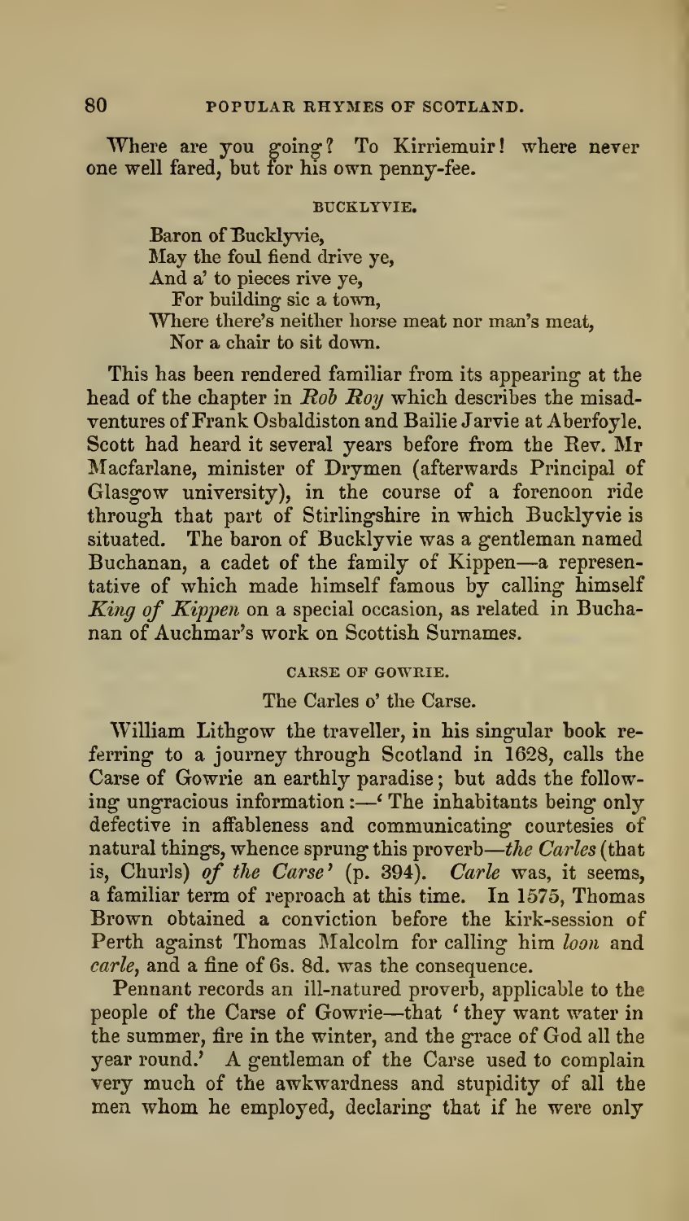Where are you going? To Kirriemuir! where never one well fared, but for his own penny-fee.

### BUCKLYVIE.

> Baron of Bucklyvie,
> May the foul fiend drive ye,
> And a' to pieces rive ye,
> For building sic a town,
> Where there's neither horse meat nor man's meat,
> Nor a chair to sit down.

This has been rendered familiar from its appearing at the head of the chapter in *Rob Roy* which describes the misadventures of Frank Osbaldiston and Bailie Jarvie at Aberfoyle. Scott had heard it several years before from the Rev. Mr Macfarlane, minister of Drymen (afterwards Principal of Glasgow university), in the course of a forenoon ride through that part of Stirlingshire in which Bucklyvie is situated. The baron of Bucklyvie was a gentleman named Buchanan, a cadet of the family of Kippen—a representative of which made himself famous by calling himself *King of Kippen* on a special occasion, as related in Buchanan of Auchmar's work on Scottish Surnames.

### CARSE OF GOWRIE.

The Carles o' the Carse.

William Lithgow the traveller, in his singular book referring to a journey through Scotland in 1628, calls the Carse of Gowrie an earthly paradise; but adds the following ungracious information:—'The inhabitants being only defective in affableness and communicating courtesies of natural things, whence sprung this proverb—*the Carles* (that is, Churls) *of the Carse*' (p. 394). *Carle* was, it seems, a familiar term of reproach at this time. In 1575, Thomas Brown obtained a conviction before the kirk-session of Perth against Thomas Malcolm for calling him *loon* and *carle*, and a fine of 6s. 8d. was the consequence.

Pennant records an ill-natured proverb, applicable to the people of the Carse of Gowrie—that 'they want water in the summer, fire in the winter, and the grace of God all the year round.' A gentleman of the Carse used to complain very much of the awkwardness and stupidity of all the men whom he employed, declaring that if he were only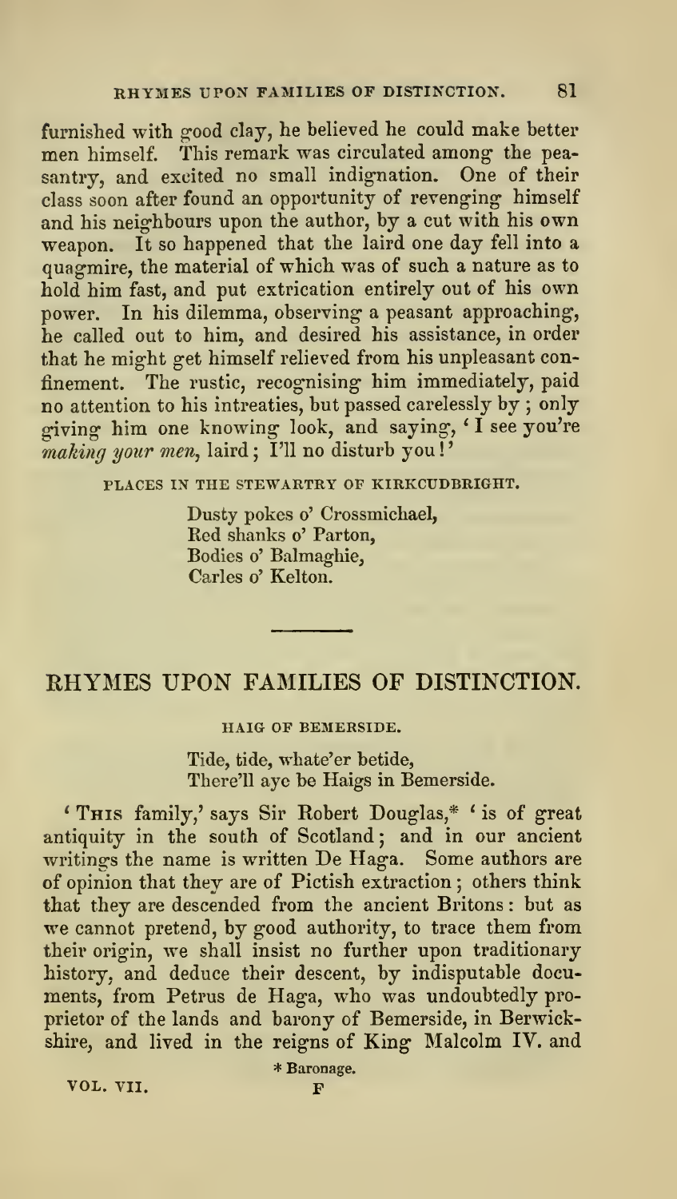furnished with good clay, he believed he could make better men himself. This remark was circulated among the peasantry, and excited no small indignation. One of their class soon after found an opportunity of revenging himself and his neighbours upon the author, by a cut with his own weapon. It so happened that the laird one day fell into a quagmire, the material of which was of such a nature as to hold him fast, and put extrication entirely out of his own power. In his dilemma, observing a peasant approaching, he called out to him, and desired his assistance, in order that he might get himself relieved from his unpleasant confinement. The rustic, recognising him immediately, paid no attention to his intreaties, but passed carelessly by; only giving him one knowing look, and saying, 'I see you're *making your men*, laird; I'll no disturb you!'

#### PLACES IN THE STEWARTRY OF KIRKCUDBRIGHT.

> Dusty pokes o' Crossmichael,
> Red shanks o' Parton,
> Bodies o' Balmaghie,
> Carles o' Kelton.

---

## RHYMES UPON FAMILIES OF DISTINCTION.

#### HAIG OF BEMERSIDE.

> Tide, tide, whate'er betide,
> There'll aye be Haigs in Bemerside.

'THIS family,' says Sir Robert Douglas,* 'is of great antiquity in the south of Scotland; and in our ancient writings the name is written De Haga. Some authors are of opinion that they are of Pictish extraction; others think that they are descended from the ancient Britons: but as we cannot pretend, by good authority, to trace them from their origin, we shall insist no further upon traditionary history, and deduce their descent, by indisputable documents, from Petrus de Haga, who was undoubtedly proprietor of the lands and barony of Bemerside, in Berwickshire, and lived in the reigns of King Malcolm IV. and

\* Baronage.